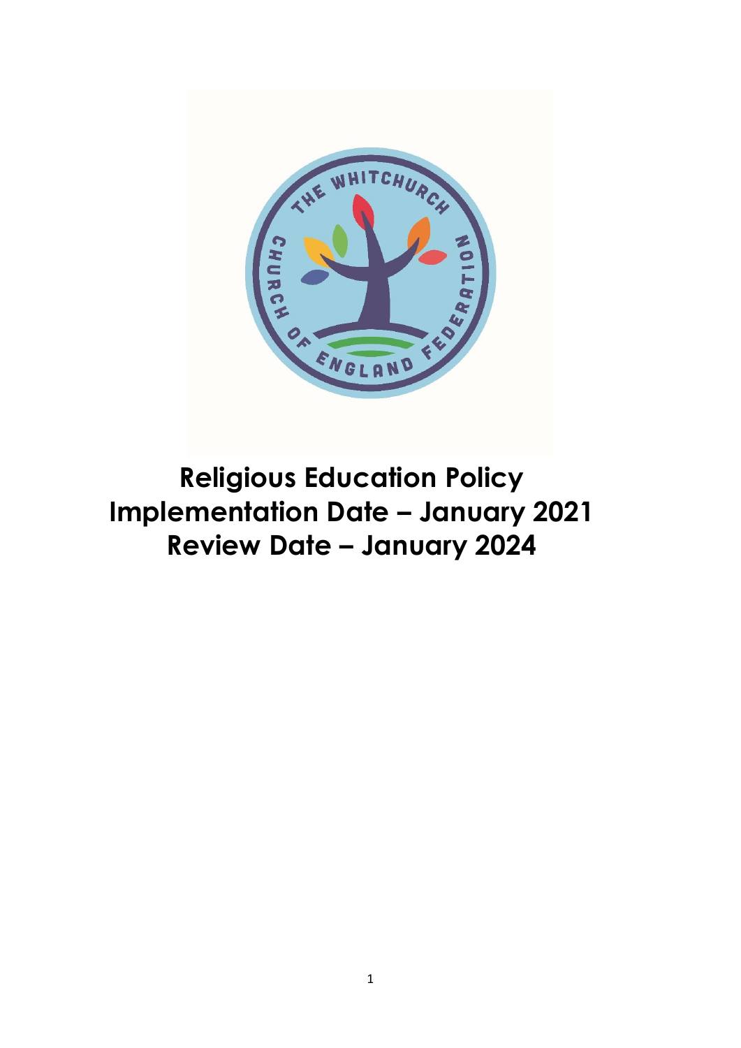# Religious Education Policy
# Implementation Date – January 2021
# Review Date – January 2024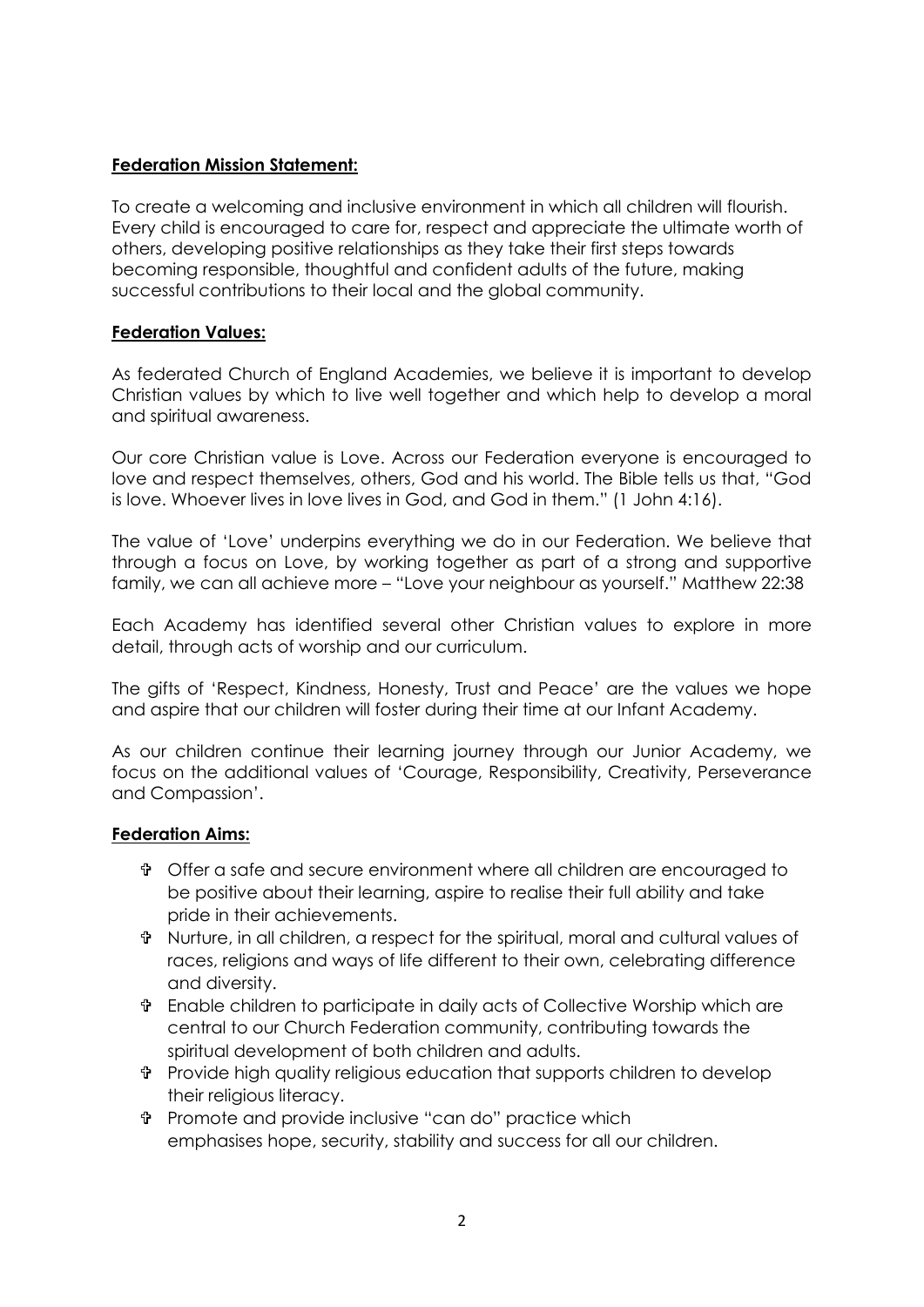**Federation Mission Statement:**

To create a welcoming and inclusive environment in which all children will flourish. Every child is encouraged to care for, respect and appreciate the ultimate worth of others, developing positive relationships as they take their first steps towards becoming responsible, thoughtful and confident adults of the future, making successful contributions to their local and the global community.

**Federation Values:**

As federated Church of England Academies, we believe it is important to develop Christian values by which to live well together and which help to develop a moral and spiritual awareness.

Our core Christian value is Love. Across our Federation everyone is encouraged to love and respect themselves, others, God and his world. The Bible tells us that, "God is love. Whoever lives in love lives in God, and God in them." (1 John 4:16).

The value of 'Love' underpins everything we do in our Federation. We believe that through a focus on Love, by working together as part of a strong and supportive family, we can all achieve more – "Love your neighbour as yourself." Matthew 22:38

Each Academy has identified several other Christian values to explore in more detail, through acts of worship and our curriculum.

The gifts of 'Respect, Kindness, Honesty, Trust and Peace' are the values we hope and aspire that our children will foster during their time at our Infant Academy.

As our children continue their learning journey through our Junior Academy, we focus on the additional values of 'Courage, Responsibility, Creativity, Perseverance and Compassion'.

**Federation Aims:**

- Offer a safe and secure environment where all children are encouraged to be positive about their learning, aspire to realise their full ability and take pride in their achievements.
- Nurture, in all children, a respect for the spiritual, moral and cultural values of races, religions and ways of life different to their own, celebrating difference and diversity.
- Enable children to participate in daily acts of Collective Worship which are central to our Church Federation community, contributing towards the spiritual development of both children and adults.
- Provide high quality religious education that supports children to develop their religious literacy.
- Promote and provide inclusive "can do" practice which emphasises hope, security, stability and success for all our children.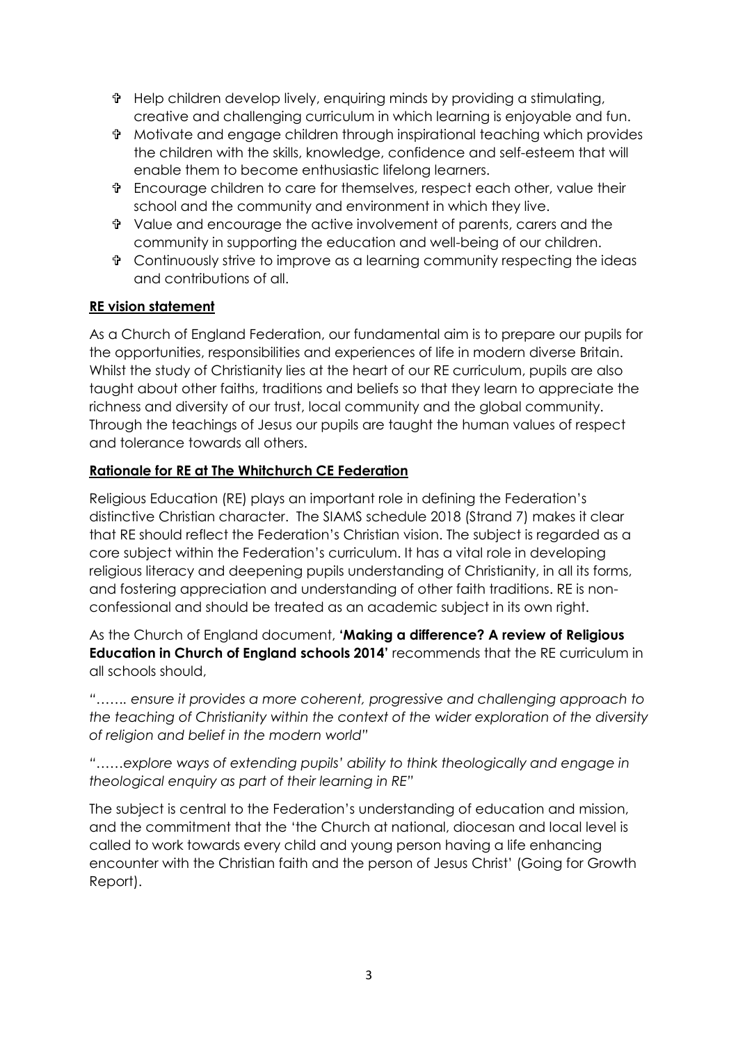- Help children develop lively, enquiring minds by providing a stimulating, creative and challenging curriculum in which learning is enjoyable and fun.
- Motivate and engage children through inspirational teaching which provides the children with the skills, knowledge, confidence and self-esteem that will enable them to become enthusiastic lifelong learners.
- Encourage children to care for themselves, respect each other, value their school and the community and environment in which they live.
- Value and encourage the active involvement of parents, carers and the community in supporting the education and well-being of our children.
- Continuously strive to improve as a learning community respecting the ideas and contributions of all.

## RE vision statement

As a Church of England Federation, our fundamental aim is to prepare our pupils for the opportunities, responsibilities and experiences of life in modern diverse Britain. Whilst the study of Christianity lies at the heart of our RE curriculum, pupils are also taught about other faiths, traditions and beliefs so that they learn to appreciate the richness and diversity of our trust, local community and the global community. Through the teachings of Jesus our pupils are taught the human values of respect and tolerance towards all others.

## Rationale for RE at The Whitchurch CE Federation

Religious Education (RE) plays an important role in defining the Federation's distinctive Christian character. The SIAMS schedule 2018 (Strand 7) makes it clear that RE should reflect the Federation's Christian vision. The subject is regarded as a core subject within the Federation's curriculum. It has a vital role in developing religious literacy and deepening pupils understanding of Christianity, in all its forms, and fostering appreciation and understanding of other faith traditions. RE is non-confessional and should be treated as an academic subject in its own right.

As the Church of England document, **'Making a difference? A review of Religious Education in Church of England schools 2014'** recommends that the RE curriculum in all schools should,

"*……. ensure it provides a more coherent, progressive and challenging approach to the teaching of Christianity within the context of the wider exploration of the diversity of religion and belief in the modern world*"

"*……explore ways of extending pupils' ability to think theologically and engage in theological enquiry as part of their learning in RE*"

The subject is central to the Federation's understanding of education and mission, and the commitment that the 'the Church at national, diocesan and local level is called to work towards every child and young person having a life enhancing encounter with the Christian faith and the person of Jesus Christ' (Going for Growth Report).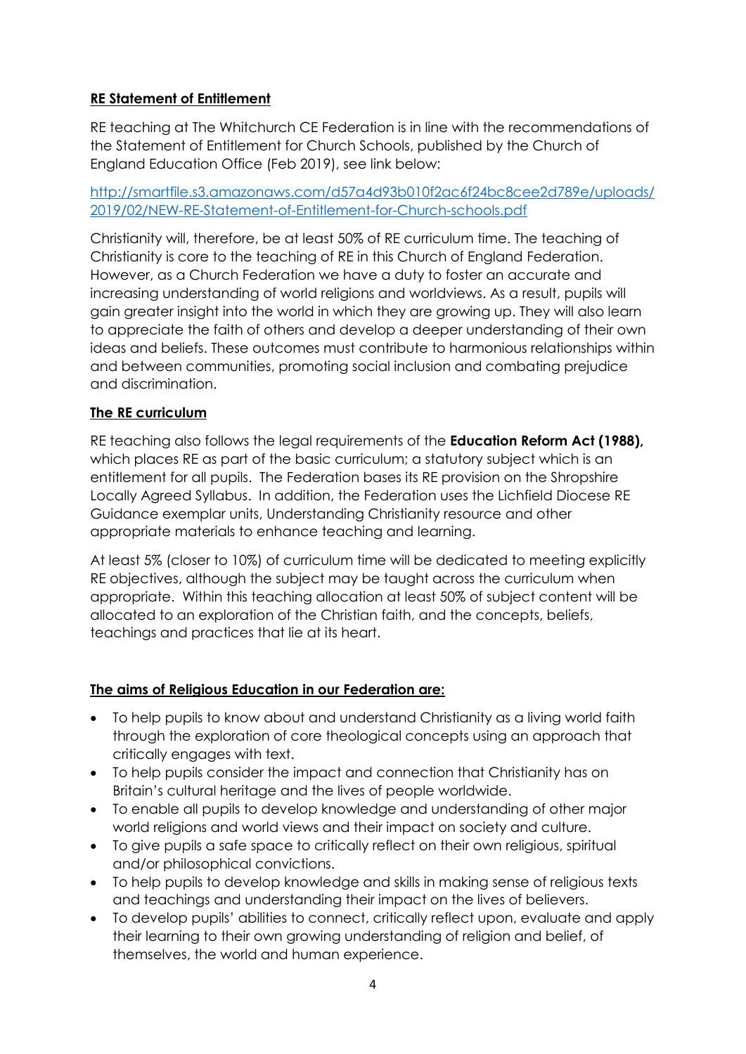## **RE Statement of Entitlement**

RE teaching at The Whitchurch CE Federation is in line with the recommendations of the Statement of Entitlement for Church Schools, published by the Church of England Education Office (Feb 2019), see link below:

[http://smartfile.s3.amazonaws.com/d57a4d93b010f2ac6f24bc8cee2d789e/uploads/2019/02/NEW-RE-Statement-of-Entitlement-for-Church-schools.pdf](http://smartfile.s3.amazonaws.com/d57a4d93b010f2ac6f24bc8cee2d789e/uploads/2019/02/NEW-RE-Statement-of-Entitlement-for-Church-schools.pdf)

Christianity will, therefore, be at least 50% of RE curriculum time. The teaching of Christianity is core to the teaching of RE in this Church of England Federation. However, as a Church Federation we have a duty to foster an accurate and increasing understanding of world religions and worldviews. As a result, pupils will gain greater insight into the world in which they are growing up. They will also learn to appreciate the faith of others and develop a deeper understanding of their own ideas and beliefs. These outcomes must contribute to harmonious relationships within and between communities, promoting social inclusion and combating prejudice and discrimination.

## **The RE curriculum**

RE teaching also follows the legal requirements of the **Education Reform Act (1988),** which places RE as part of the basic curriculum; a statutory subject which is an entitlement for all pupils. The Federation bases its RE provision on the Shropshire Locally Agreed Syllabus. In addition, the Federation uses the Lichfield Diocese RE Guidance exemplar units, Understanding Christianity resource and other appropriate materials to enhance teaching and learning.

At least 5% (closer to 10%) of curriculum time will be dedicated to meeting explicitly RE objectives, although the subject may be taught across the curriculum when appropriate. Within this teaching allocation at least 50% of subject content will be allocated to an exploration of the Christian faith, and the concepts, beliefs, teachings and practices that lie at its heart.

## **The aims of Religious Education in our Federation are:**

- To help pupils to know about and understand Christianity as a living world faith through the exploration of core theological concepts using an approach that critically engages with text.
- To help pupils consider the impact and connection that Christianity has on Britain's cultural heritage and the lives of people worldwide.
- To enable all pupils to develop knowledge and understanding of other major world religions and world views and their impact on society and culture.
- To give pupils a safe space to critically reflect on their own religious, spiritual and/or philosophical convictions.
- To help pupils to develop knowledge and skills in making sense of religious texts and teachings and understanding their impact on the lives of believers.
- To develop pupils' abilities to connect, critically reflect upon, evaluate and apply their learning to their own growing understanding of religion and belief, of themselves, the world and human experience.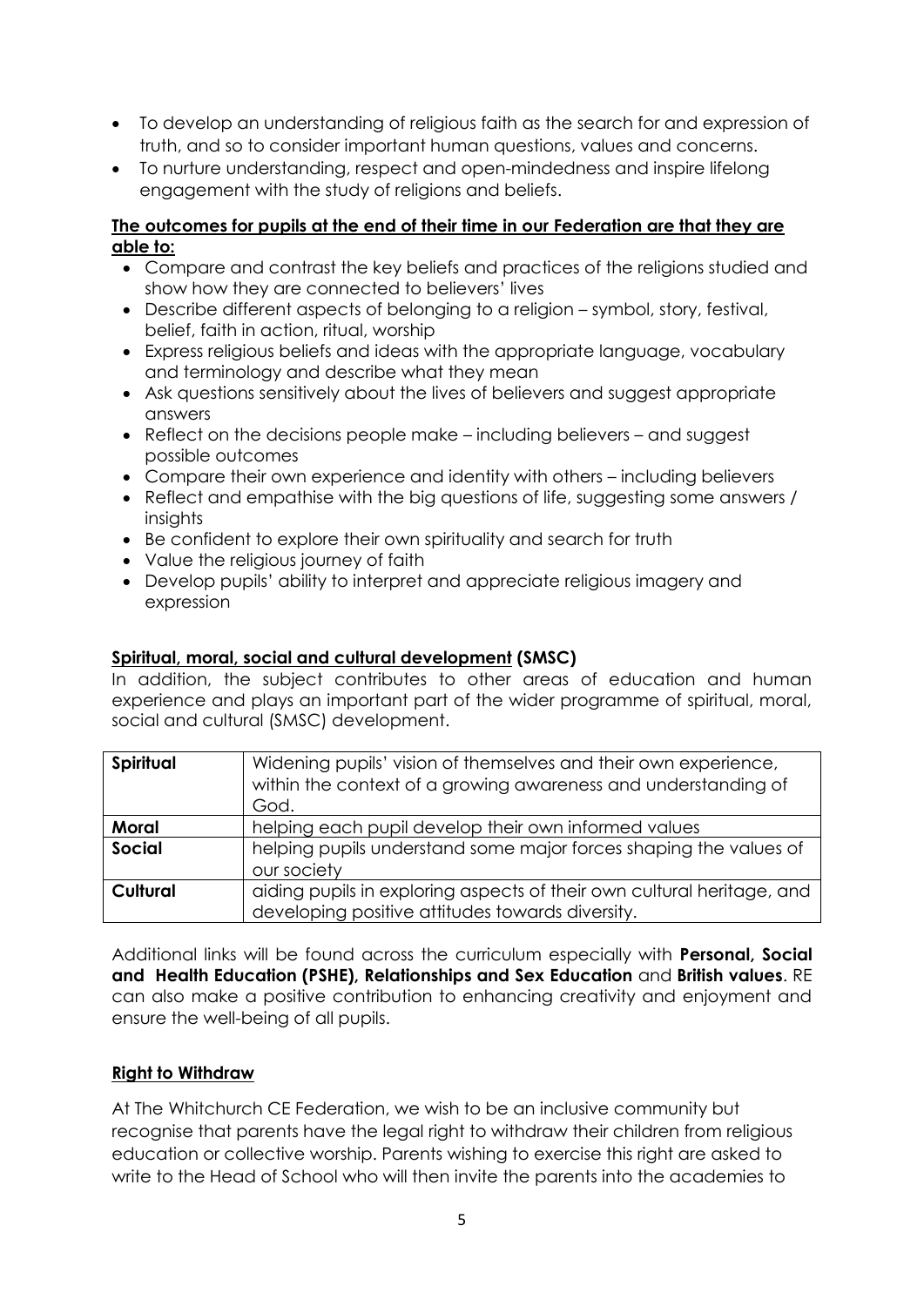- To develop an understanding of religious faith as the search for and expression of truth, and so to consider important human questions, values and concerns.
- To nurture understanding, respect and open-mindedness and inspire lifelong engagement with the study of religions and beliefs.

**The outcomes for pupils at the end of their time in our Federation are that they are able to:**

- Compare and contrast the key beliefs and practices of the religions studied and show how they are connected to believers' lives
- Describe different aspects of belonging to a religion – symbol, story, festival, belief, faith in action, ritual, worship
- Express religious beliefs and ideas with the appropriate language, vocabulary and terminology and describe what they mean
- Ask questions sensitively about the lives of believers and suggest appropriate answers
- Reflect on the decisions people make – including believers – and suggest possible outcomes
- Compare their own experience and identity with others – including believers
- Reflect and empathise with the big questions of life, suggesting some answers / insights
- Be confident to explore their own spirituality and search for truth
- Value the religious journey of faith
- Develop pupils' ability to interpret and appreciate religious imagery and expression

**Spiritual, moral, social and cultural development (SMSC)**

In addition, the subject contributes to other areas of education and human experience and plays an important part of the wider programme of spiritual, moral, social and cultural (SMSC) development.

| **Spiritual** | Widening pupils' vision of themselves and their own experience, within the context of a growing awareness and understanding of God. |
|---|---|
| **Moral** | helping each pupil develop their own informed values |
| **Social** | helping pupils understand some major forces shaping the values of our society |
| **Cultural** | aiding pupils in exploring aspects of their own cultural heritage, and developing positive attitudes towards diversity. |

Additional links will be found across the curriculum especially with **Personal, Social and Health Education (PSHE), Relationships and Sex Education** and **British values**. RE can also make a positive contribution to enhancing creativity and enjoyment and ensure the well-being of all pupils.

**Right to Withdraw**

At The Whitchurch CE Federation, we wish to be an inclusive community but recognise that parents have the legal right to withdraw their children from religious education or collective worship. Parents wishing to exercise this right are asked to write to the Head of School who will then invite the parents into the academies to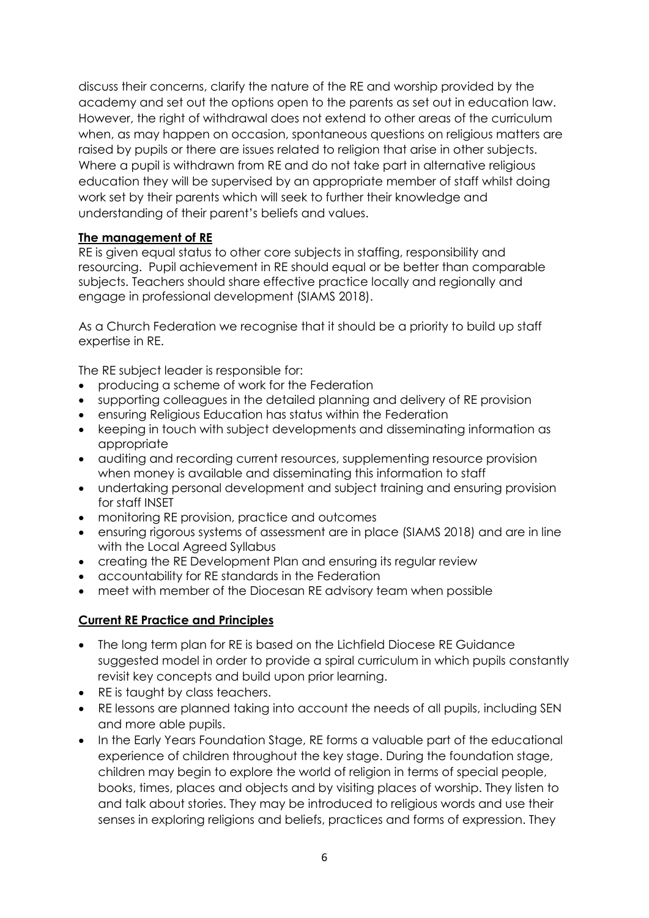discuss their concerns, clarify the nature of the RE and worship provided by the academy and set out the options open to the parents as set out in education law. However, the right of withdrawal does not extend to other areas of the curriculum when, as may happen on occasion, spontaneous questions on religious matters are raised by pupils or there are issues related to religion that arise in other subjects. Where a pupil is withdrawn from RE and do not take part in alternative religious education they will be supervised by an appropriate member of staff whilst doing work set by their parents which will seek to further their knowledge and understanding of their parent's beliefs and values.

## The management of RE

RE is given equal status to other core subjects in staffing, responsibility and resourcing. Pupil achievement in RE should equal or be better than comparable subjects. Teachers should share effective practice locally and regionally and engage in professional development (SIAMS 2018).

As a Church Federation we recognise that it should be a priority to build up staff expertise in RE.

The RE subject leader is responsible for:

- producing a scheme of work for the Federation
- supporting colleagues in the detailed planning and delivery of RE provision
- ensuring Religious Education has status within the Federation
- keeping in touch with subject developments and disseminating information as appropriate
- auditing and recording current resources, supplementing resource provision when money is available and disseminating this information to staff
- undertaking personal development and subject training and ensuring provision for staff INSET
- monitoring RE provision, practice and outcomes
- ensuring rigorous systems of assessment are in place (SIAMS 2018) and are in line with the Local Agreed Syllabus
- creating the RE Development Plan and ensuring its regular review
- accountability for RE standards in the Federation
- meet with member of the Diocesan RE advisory team when possible

## Current RE Practice and Principles

- The long term plan for RE is based on the Lichfield Diocese RE Guidance suggested model in order to provide a spiral curriculum in which pupils constantly revisit key concepts and build upon prior learning.
- RE is taught by class teachers.
- RE lessons are planned taking into account the needs of all pupils, including SEN and more able pupils.
- In the Early Years Foundation Stage, RE forms a valuable part of the educational experience of children throughout the key stage. During the foundation stage, children may begin to explore the world of religion in terms of special people, books, times, places and objects and by visiting places of worship. They listen to and talk about stories. They may be introduced to religious words and use their senses in exploring religions and beliefs, practices and forms of expression. They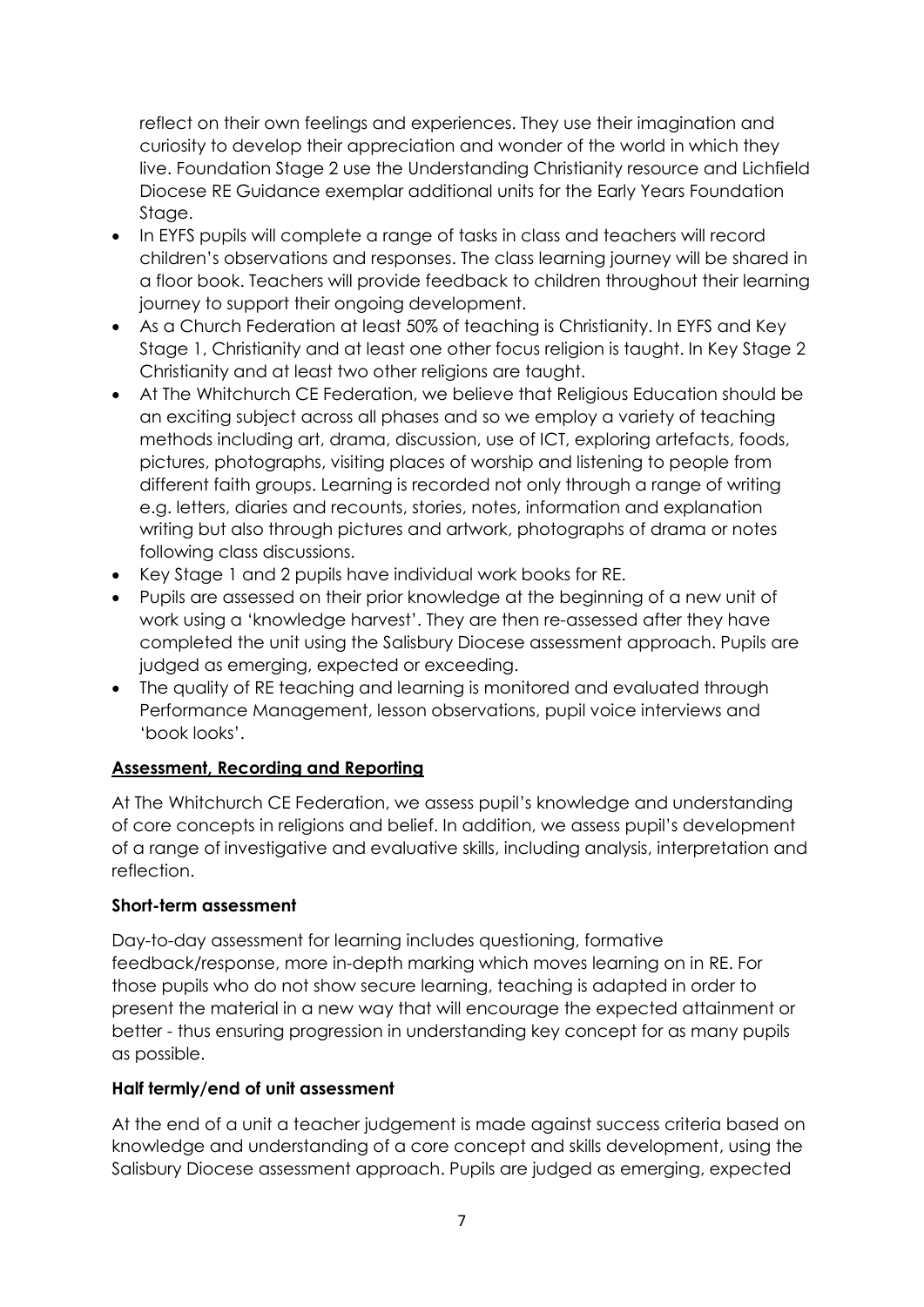reflect on their own feelings and experiences. They use their imagination and curiosity to develop their appreciation and wonder of the world in which they live. Foundation Stage 2 use the Understanding Christianity resource and Lichfield Diocese RE Guidance exemplar additional units for the Early Years Foundation Stage.

- In EYFS pupils will complete a range of tasks in class and teachers will record children's observations and responses. The class learning journey will be shared in a floor book. Teachers will provide feedback to children throughout their learning journey to support their ongoing development.
- As a Church Federation at least 50% of teaching is Christianity. In EYFS and Key Stage 1, Christianity and at least one other focus religion is taught. In Key Stage 2 Christianity and at least two other religions are taught.
- At The Whitchurch CE Federation, we believe that Religious Education should be an exciting subject across all phases and so we employ a variety of teaching methods including art, drama, discussion, use of ICT, exploring artefacts, foods, pictures, photographs, visiting places of worship and listening to people from different faith groups. Learning is recorded not only through a range of writing e.g. letters, diaries and recounts, stories, notes, information and explanation writing but also through pictures and artwork, photographs of drama or notes following class discussions.
- Key Stage 1 and 2 pupils have individual work books for RE.
- Pupils are assessed on their prior knowledge at the beginning of a new unit of work using a 'knowledge harvest'. They are then re-assessed after they have completed the unit using the Salisbury Diocese assessment approach. Pupils are judged as emerging, expected or exceeding.
- The quality of RE teaching and learning is monitored and evaluated through Performance Management, lesson observations, pupil voice interviews and 'book looks'.

## Assessment, Recording and Reporting

At The Whitchurch CE Federation, we assess pupil's knowledge and understanding of core concepts in religions and belief. In addition, we assess pupil's development of a range of investigative and evaluative skills, including analysis, interpretation and reflection.

### Short-term assessment

Day-to-day assessment for learning includes questioning, formative feedback/response, more in-depth marking which moves learning on in RE. For those pupils who do not show secure learning, teaching is adapted in order to present the material in a new way that will encourage the expected attainment or better - thus ensuring progression in understanding key concept for as many pupils as possible.

### Half termly/end of unit assessment

At the end of a unit a teacher judgement is made against success criteria based on knowledge and understanding of a core concept and skills development, using the Salisbury Diocese assessment approach. Pupils are judged as emerging, expected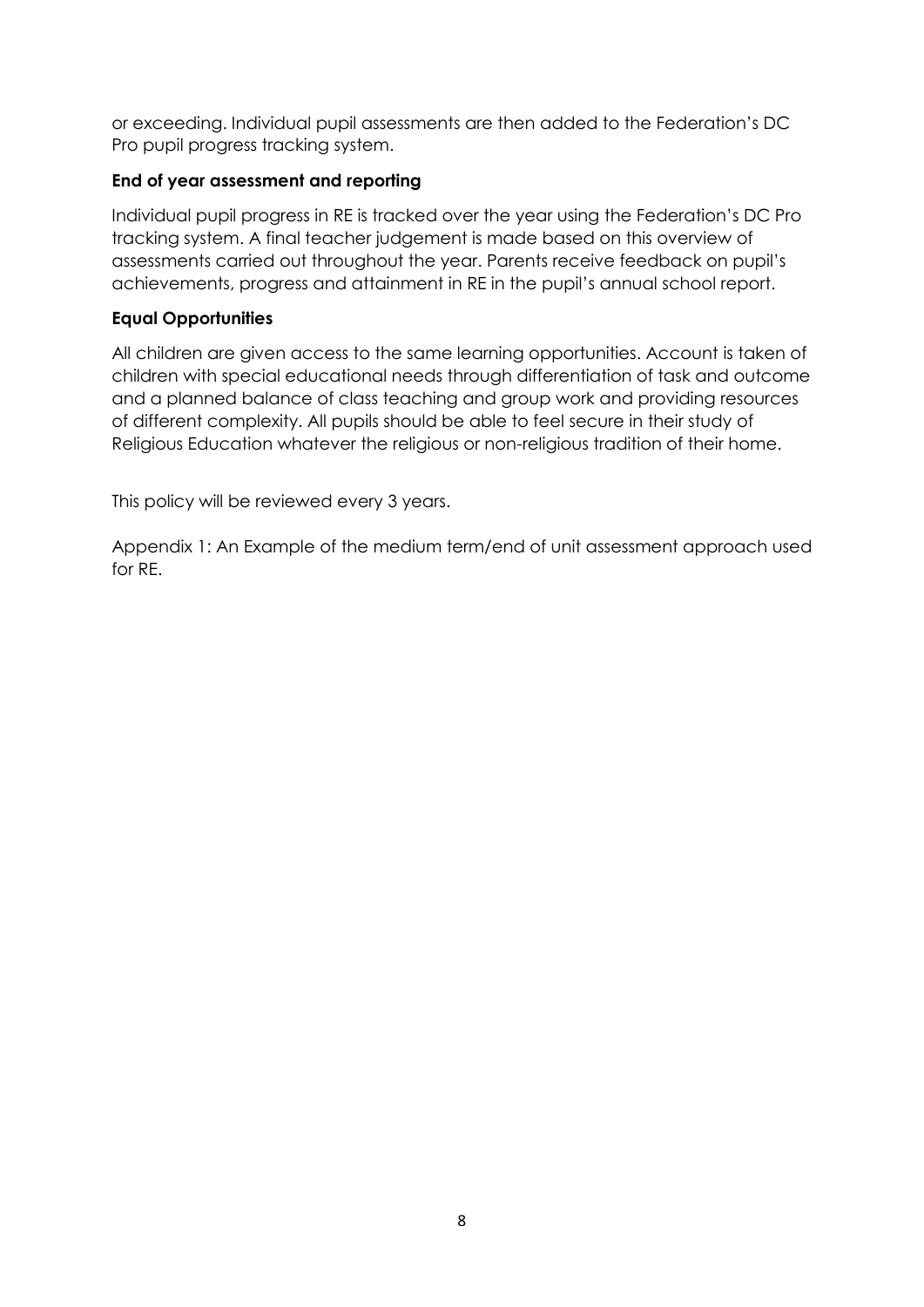or exceeding. Individual pupil assessments are then added to the Federation's DC Pro pupil progress tracking system.

**End of year assessment and reporting**

Individual pupil progress in RE is tracked over the year using the Federation's DC Pro tracking system. A final teacher judgement is made based on this overview of assessments carried out throughout the year. Parents receive feedback on pupil's achievements, progress and attainment in RE in the pupil's annual school report.

**Equal Opportunities**

All children are given access to the same learning opportunities. Account is taken of children with special educational needs through differentiation of task and outcome and a planned balance of class teaching and group work and providing resources of different complexity. All pupils should be able to feel secure in their study of Religious Education whatever the religious or non-religious tradition of their home.

This policy will be reviewed every 3 years.

Appendix 1: An Example of the medium term/end of unit assessment approach used for RE.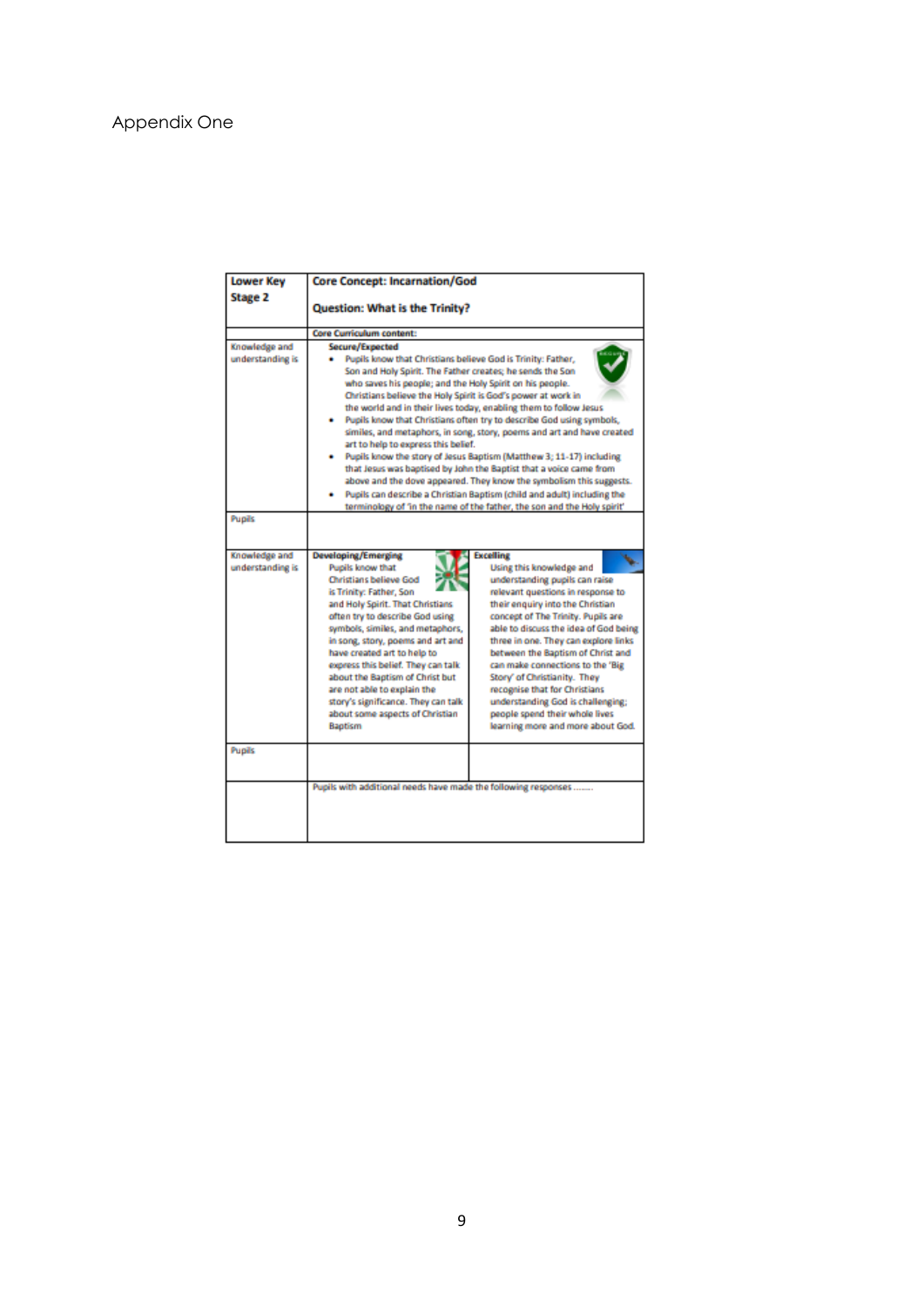Appendix One

| | | |
|---|---|---|
| **Lower Key Stage 2** | **Core Concept: Incarnation/God**<br><br>**Question: What is the Trinity?** | |
| | **Core Curriculum content:** | |
| Knowledge and understanding is | **Secure/Expected**<br>• Pupils know that Christians believe God is Trinity: Father, Son and Holy Spirit. The Father creates; he sends the Son who saves his people; and the Holy Spirit on his people. Christians believe the Holy Spirit is God's power at work in the world and in their lives today, enabling them to follow Jesus<br>• Pupils know that Christians often try to describe God using symbols, similes, and metaphors, in song, story, poems and art and have created art to help to express this belief.<br>• Pupils know the story of Jesus Baptism (Matthew 3; 11-17) including that Jesus was baptised by John the Baptist that a voice came from above and the dove appeared. They know the symbolism this suggests.<br>• Pupils can describe a Christian Baptism (child and adult) including the terminology of 'in the name of the father, the son and the Holy spirit' | |
| Pupils | | |
| Knowledge and understanding is | **Developing/Emerging**<br>Pupils know that Christians believe God is Trinity: Father, Son and Holy Spirit. That Christians often try to describe God using symbols, similes, and metaphors, in song, story, poems and art and have created art to help to express this belief. They can talk about the Baptism of Christ but are not able to explain the story's significance. They can talk about some aspects of Christian Baptism | **Excelling**<br>Using this knowledge and understanding pupils can raise relevant questions in response to their enquiry into the Christian concept of The Trinity. Pupils are able to discuss the idea of God being three in one. They can explore links between the Baptism of Christ and can make connections to the 'Big Story' of Christianity. They recognise that for Christians understanding God is challenging; people spend their whole lives learning more and more about God. |
| Pupils | | |
| | Pupils with additional needs have made the following responses ....... | |